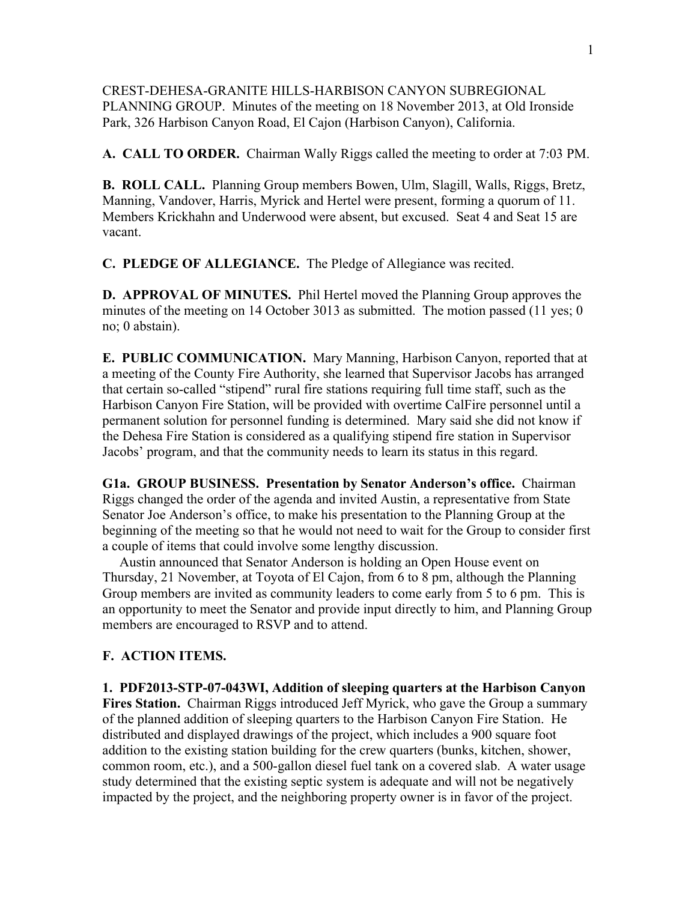CREST-DEHESA-GRANITE HILLS-HARBISON CANYON SUBREGIONAL PLANNING GROUP. Minutes of the meeting on 18 November 2013, at Old Ironside Park, 326 Harbison Canyon Road, El Cajon (Harbison Canyon), California.

**A. CALL TO ORDER.** Chairman Wally Riggs called the meeting to order at 7:03 PM.

**B. ROLL CALL.** Planning Group members Bowen, Ulm, Slagill, Walls, Riggs, Bretz, Manning, Vandover, Harris, Myrick and Hertel were present, forming a quorum of 11. Members Krickhahn and Underwood were absent, but excused. Seat 4 and Seat 15 are vacant.

**C. PLEDGE OF ALLEGIANCE.** The Pledge of Allegiance was recited.

**D. APPROVAL OF MINUTES.** Phil Hertel moved the Planning Group approves the minutes of the meeting on 14 October 3013 as submitted. The motion passed (11 yes; 0 no; 0 abstain).

**E. PUBLIC COMMUNICATION.** Mary Manning, Harbison Canyon, reported that at a meeting of the County Fire Authority, she learned that Supervisor Jacobs has arranged that certain so-called "stipend" rural fire stations requiring full time staff, such as the Harbison Canyon Fire Station, will be provided with overtime CalFire personnel until a permanent solution for personnel funding is determined. Mary said she did not know if the Dehesa Fire Station is considered as a qualifying stipend fire station in Supervisor Jacobs' program, and that the community needs to learn its status in this regard.

**G1a. GROUP BUSINESS. Presentation by Senator Anderson's office.** Chairman Riggs changed the order of the agenda and invited Austin, a representative from State Senator Joe Anderson's office, to make his presentation to the Planning Group at the beginning of the meeting so that he would not need to wait for the Group to consider first a couple of items that could involve some lengthy discussion.

Austin announced that Senator Anderson is holding an Open House event on Thursday, 21 November, at Toyota of El Cajon, from 6 to 8 pm, although the Planning Group members are invited as community leaders to come early from 5 to 6 pm. This is an opportunity to meet the Senator and provide input directly to him, and Planning Group members are encouraged to RSVP and to attend.

**F. ACTION ITEMS.**

**1. PDF2013-STP-07-043WI, Addition of sleeping quarters at the Harbison Canyon Fires Station.** Chairman Riggs introduced Jeff Myrick, who gave the Group a summary of the planned addition of sleeping quarters to the Harbison Canyon Fire Station. He distributed and displayed drawings of the project, which includes a 900 square foot addition to the existing station building for the crew quarters (bunks, kitchen, shower, common room, etc.), and a 500-gallon diesel fuel tank on a covered slab. A water usage study determined that the existing septic system is adequate and will not be negatively impacted by the project, and the neighboring property owner is in favor of the project.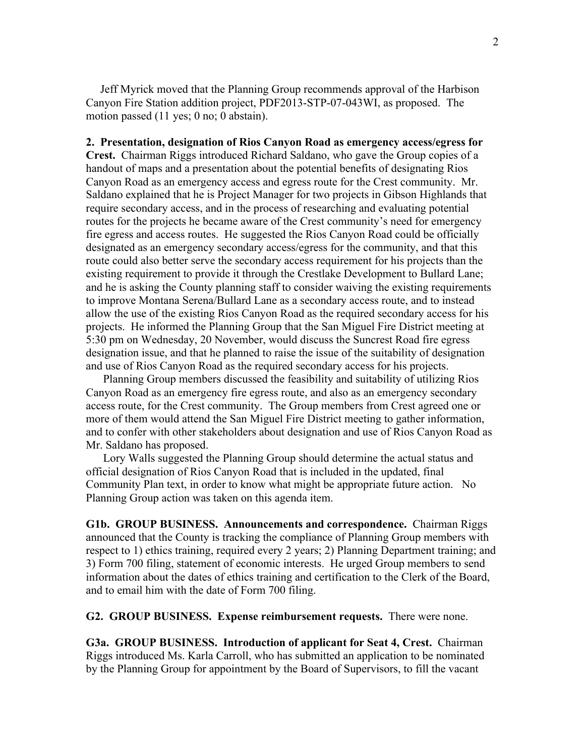Jeff Myrick moved that the Planning Group recommends approval of the Harbison Canyon Fire Station addition project, PDF2013-STP-07-043WI, as proposed. The motion passed (11 yes; 0 no; 0 abstain).

**2. Presentation, designation of Rios Canyon Road as emergency access/egress for Crest.** Chairman Riggs introduced Richard Saldano, who gave the Group copies of a handout of maps and a presentation about the potential benefits of designating Rios Canyon Road as an emergency access and egress route for the Crest community. Mr. Saldano explained that he is Project Manager for two projects in Gibson Highlands that require secondary access, and in the process of researching and evaluating potential routes for the projects he became aware of the Crest community's need for emergency fire egress and access routes. He suggested the Rios Canyon Road could be officially designated as an emergency secondary access/egress for the community, and that this route could also better serve the secondary access requirement for his projects than the existing requirement to provide it through the Crestlake Development to Bullard Lane; and he is asking the County planning staff to consider waiving the existing requirements to improve Montana Serena/Bullard Lane as a secondary access route, and to instead allow the use of the existing Rios Canyon Road as the required secondary access for his projects. He informed the Planning Group that the San Miguel Fire District meeting at 5:30 pm on Wednesday, 20 November, would discuss the Suncrest Road fire egress designation issue, and that he planned to raise the issue of the suitability of designation and use of Rios Canyon Road as the required secondary access for his projects.

Planning Group members discussed the feasibility and suitability of utilizing Rios Canyon Road as an emergency fire egress route, and also as an emergency secondary access route, for the Crest community. The Group members from Crest agreed one or more of them would attend the San Miguel Fire District meeting to gather information, and to confer with other stakeholders about designation and use of Rios Canyon Road as Mr. Saldano has proposed.

Lory Walls suggested the Planning Group should determine the actual status and official designation of Rios Canyon Road that is included in the updated, final Community Plan text, in order to know what might be appropriate future action. No Planning Group action was taken on this agenda item.

**G1b. GROUP BUSINESS. Announcements and correspondence.** Chairman Riggs announced that the County is tracking the compliance of Planning Group members with respect to 1) ethics training, required every 2 years; 2) Planning Department training; and 3) Form 700 filing, statement of economic interests. He urged Group members to send information about the dates of ethics training and certification to the Clerk of the Board, and to email him with the date of Form 700 filing.

**G2. GROUP BUSINESS. Expense reimbursement requests.** There were none.

**G3a. GROUP BUSINESS. Introduction of applicant for Seat 4, Crest.** Chairman Riggs introduced Ms. Karla Carroll, who has submitted an application to be nominated by the Planning Group for appointment by the Board of Supervisors, to fill the vacant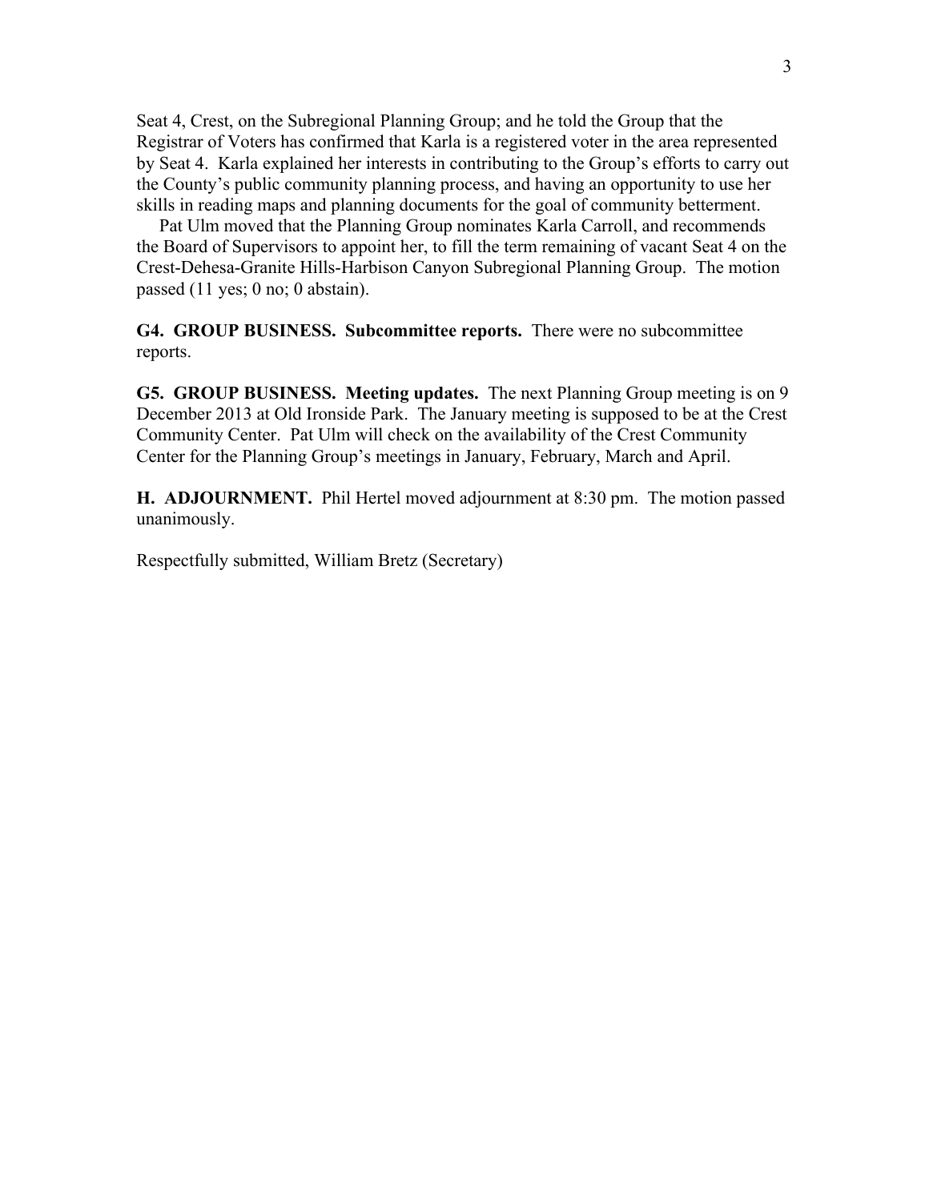Seat 4, Crest, on the Subregional Planning Group; and he told the Group that the Registrar of Voters has confirmed that Karla is a registered voter in the area represented by Seat 4. Karla explained her interests in contributing to the Group's efforts to carry out the County's public community planning process, and having an opportunity to use her skills in reading maps and planning documents for the goal of community betterment.

Pat Ulm moved that the Planning Group nominates Karla Carroll, and recommends the Board of Supervisors to appoint her, to fill the term remaining of vacant Seat 4 on the Crest-Dehesa-Granite Hills-Harbison Canyon Subregional Planning Group. The motion passed (11 yes; 0 no; 0 abstain).

**G4. GROUP BUSINESS. Subcommittee reports.** There were no subcommittee reports.

**G5. GROUP BUSINESS. Meeting updates.** The next Planning Group meeting is on 9 December 2013 at Old Ironside Park. The January meeting is supposed to be at the Crest Community Center. Pat Ulm will check on the availability of the Crest Community Center for the Planning Group's meetings in January, February, March and April.

**H. ADJOURNMENT.** Phil Hertel moved adjournment at 8:30 pm. The motion passed unanimously.

Respectfully submitted, William Bretz (Secretary)